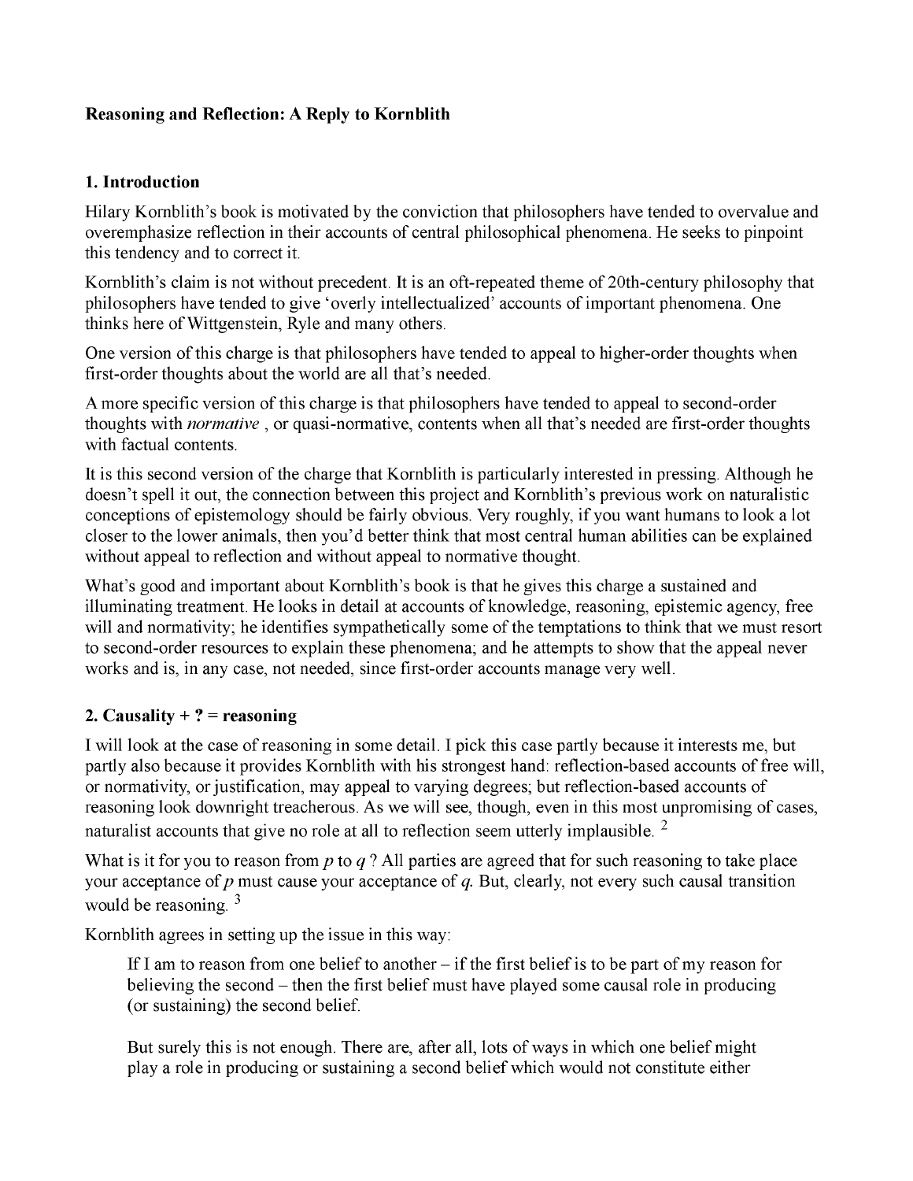**Reasoning and Reflection: A Reply to Kornblith**

**1. Introduction**

Hilary Kornblith's book is motivated by the conviction that philosophers have tended to overvalue and overemphasize reflection in their accounts of central philosophical phenomena. He seeks to pinpoint this tendency and to correct it.

Kornblith's claim is not without precedent. It is an oft-repeated theme of 20th-century philosophy that philosophers have tended to give 'overly intellectualized' accounts of important phenomena. One thinks here of Wittgenstein, Ryle and many others.

One version of this charge is that philosophers have tended to appeal to higher-order thoughts when first-order thoughts about the world are all that's needed.

A more specific version of this charge is that philosophers have tended to appeal to second-order thoughts with *normative* , or quasi-normative, contents when all that's needed are first-order thoughts with factual contents.

It is this second version of the charge that Kornblith is particularly interested in pressing. Although he doesn't spell it out, the connection between this project and Kornblith's previous work on naturalistic conceptions of epistemology should be fairly obvious. Very roughly, if you want humans to look a lot closer to the lower animals, then you'd better think that most central human abilities can be explained without appeal to reflection and without appeal to normative thought.

What's good and important about Kornblith's book is that he gives this charge a sustained and illuminating treatment. He looks in detail at accounts of knowledge, reasoning, epistemic agency, free will and normativity; he identifies sympathetically some of the temptations to think that we must resort to second-order resources to explain these phenomena; and he attempts to show that the appeal never works and is, in any case, not needed, since first-order accounts manage very well.

**2. Causality + ? = reasoning**

I will look at the case of reasoning in some detail. I pick this case partly because it interests me, but partly also because it provides Kornblith with his strongest hand: reflection-based accounts of free will, or normativity, or justification, may appeal to varying degrees; but reflection-based accounts of reasoning look downright treacherous. As we will see, though, even in this most unpromising of cases, naturalist accounts that give no role at all to reflection seem utterly implausible. [2]

What is it for you to reason from *p* to *q* ? All parties are agreed that for such reasoning to take place your acceptance of *p* must cause your acceptance of *q*. But, clearly, not every such causal transition would be reasoning. [3]

Kornblith agrees in setting up the issue in this way:

> If I am to reason from one belief to another – if the first belief is to be part of my reason for believing the second – then the first belief must have played some causal role in producing (or sustaining) the second belief.
>
> But surely this is not enough. There are, after all, lots of ways in which one belief might play a role in producing or sustaining a second belief which would not constitute either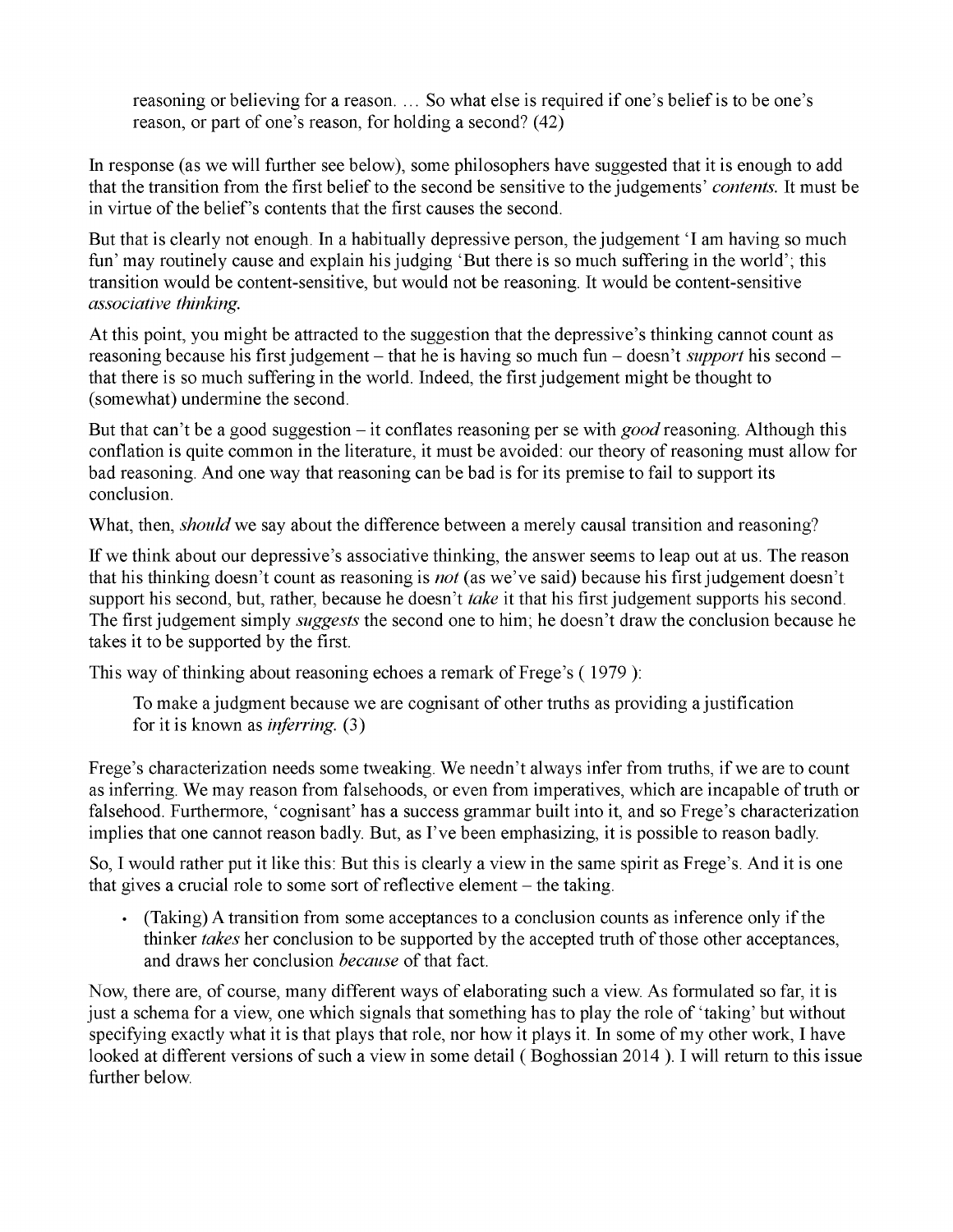> reasoning or believing for a reason. … So what else is required if one's belief is to be one's reason, or part of one's reason, for holding a second? (42)

In response (as we will further see below), some philosophers have suggested that it is enough to add that the transition from the first belief to the second be sensitive to the judgements' *contents*. It must be in virtue of the belief's contents that the first causes the second.

But that is clearly not enough. In a habitually depressive person, the judgement 'I am having so much fun' may routinely cause and explain his judging 'But there is so much suffering in the world'; this transition would be content-sensitive, but would not be reasoning. It would be content-sensitive *associative thinking*.

At this point, you might be attracted to the suggestion that the depressive's thinking cannot count as reasoning because his first judgement – that he is having so much fun – doesn't *support* his second – that there is so much suffering in the world. Indeed, the first judgement might be thought to (somewhat) undermine the second.

But that can't be a good suggestion – it conflates reasoning per se with *good* reasoning. Although this conflation is quite common in the literature, it must be avoided: our theory of reasoning must allow for bad reasoning. And one way that reasoning can be bad is for its premise to fail to support its conclusion.

What, then, *should* we say about the difference between a merely causal transition and reasoning?

If we think about our depressive's associative thinking, the answer seems to leap out at us. The reason that his thinking doesn't count as reasoning is *not* (as we've said) because his first judgement doesn't support his second, but, rather, because he doesn't *take* it that his first judgement supports his second. The first judgement simply *suggests* the second one to him; he doesn't draw the conclusion because he takes it to be supported by the first.

This way of thinking about reasoning echoes a remark of Frege's ( 1979 ):

> To make a judgment because we are cognisant of other truths as providing a justification for it is known as *inferring*. (3)

Frege's characterization needs some tweaking. We needn't always infer from truths, if we are to count as inferring. We may reason from falsehoods, or even from imperatives, which are incapable of truth or falsehood. Furthermore, 'cognisant' has a success grammar built into it, and so Frege's characterization implies that one cannot reason badly. But, as I've been emphasizing, it is possible to reason badly.

So, I would rather put it like this: But this is clearly a view in the same spirit as Frege's. And it is one that gives a crucial role to some sort of reflective element – the taking.

- (Taking) A transition from some acceptances to a conclusion counts as inference only if the thinker *takes* her conclusion to be supported by the accepted truth of those other acceptances, and draws her conclusion *because* of that fact.

Now, there are, of course, many different ways of elaborating such a view. As formulated so far, it is just a schema for a view, one which signals that something has to play the role of 'taking' but without specifying exactly what it is that plays that role, nor how it plays it. In some of my other work, I have looked at different versions of such a view in some detail ( Boghossian 2014 ). I will return to this issue further below.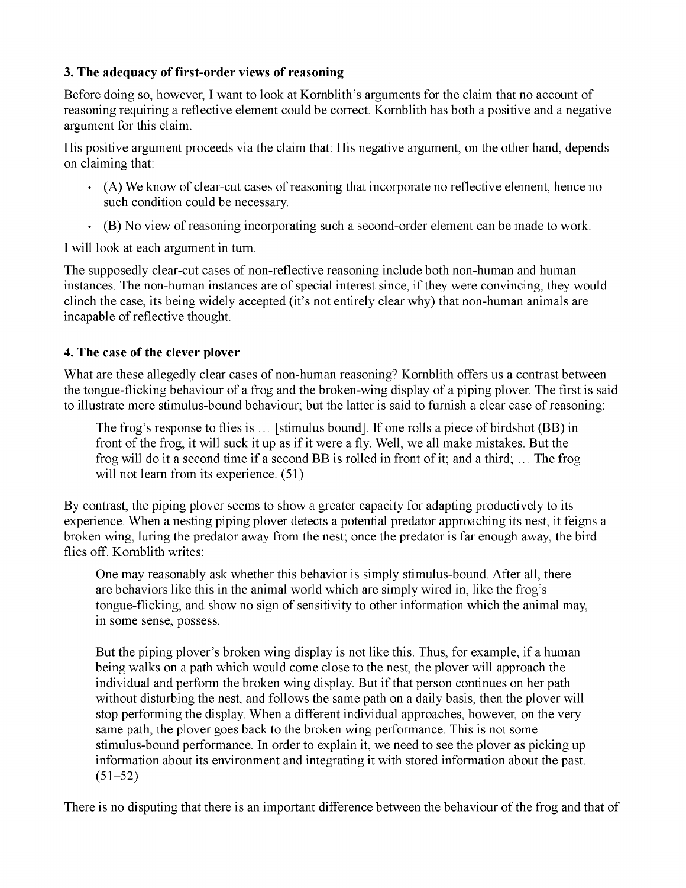### 3. The adequacy of first-order views of reasoning

Before doing so, however, I want to look at Kornblith's arguments for the claim that no account of reasoning requiring a reflective element could be correct. Kornblith has both a positive and a negative argument for this claim.

His positive argument proceeds via the claim that: His negative argument, on the other hand, depends on claiming that:

- (A) We know of clear-cut cases of reasoning that incorporate no reflective element, hence no such condition could be necessary.
- (B) No view of reasoning incorporating such a second-order element can be made to work.

I will look at each argument in turn.

The supposedly clear-cut cases of non-reflective reasoning include both non-human and human instances. The non-human instances are of special interest since, if they were convincing, they would clinch the case, its being widely accepted (it's not entirely clear why) that non-human animals are incapable of reflective thought.

### 4. The case of the clever plover

What are these allegedly clear cases of non-human reasoning? Kornblith offers us a contrast between the tongue-flicking behaviour of a frog and the broken-wing display of a piping plover. The first is said to illustrate mere stimulus-bound behaviour; but the latter is said to furnish a clear case of reasoning:

> The frog's response to flies is … [stimulus bound]. If one rolls a piece of birdshot (BB) in front of the frog, it will suck it up as if it were a fly. Well, we all make mistakes. But the frog will do it a second time if a second BB is rolled in front of it; and a third; … The frog will not learn from its experience. (51)

By contrast, the piping plover seems to show a greater capacity for adapting productively to its experience. When a nesting piping plover detects a potential predator approaching its nest, it feigns a broken wing, luring the predator away from the nest; once the predator is far enough away, the bird flies off. Kornblith writes:

> One may reasonably ask whether this behavior is simply stimulus-bound. After all, there are behaviors like this in the animal world which are simply wired in, like the frog's tongue-flicking, and show no sign of sensitivity to other information which the animal may, in some sense, possess.
>
> But the piping plover's broken wing display is not like this. Thus, for example, if a human being walks on a path which would come close to the nest, the plover will approach the individual and perform the broken wing display. But if that person continues on her path without disturbing the nest, and follows the same path on a daily basis, then the plover will stop performing the display. When a different individual approaches, however, on the very same path, the plover goes back to the broken wing performance. This is not some stimulus-bound performance. In order to explain it, we need to see the plover as picking up information about its environment and integrating it with stored information about the past. (51–52)

There is no disputing that there is an important difference between the behaviour of the frog and that of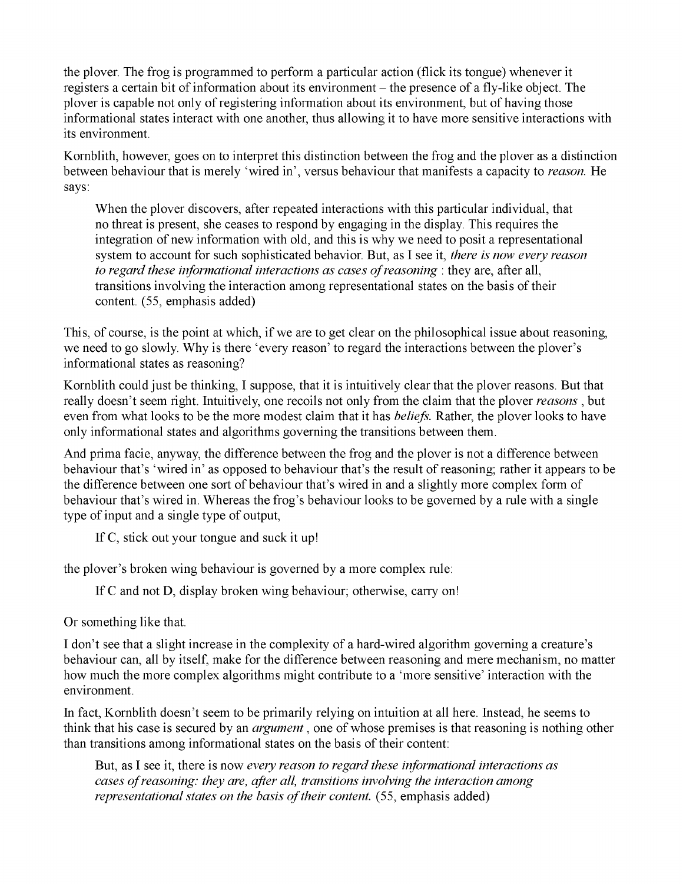the plover. The frog is programmed to perform a particular action (flick its tongue) whenever it registers a certain bit of information about its environment – the presence of a fly-like object. The plover is capable not only of registering information about its environment, but of having those informational states interact with one another, thus allowing it to have more sensitive interactions with its environment.

Kornblith, however, goes on to interpret this distinction between the frog and the plover as a distinction between behaviour that is merely 'wired in', versus behaviour that manifests a capacity to *reason.* He says:

> When the plover discovers, after repeated interactions with this particular individual, that no threat is present, she ceases to respond by engaging in the display. This requires the integration of new information with old, and this is why we need to posit a representational system to account for such sophisticated behavior. But, as I see it, *there is now every reason to regard these informational interactions as cases of reasoning* : they are, after all, transitions involving the interaction among representational states on the basis of their content. (55, emphasis added)

This, of course, is the point at which, if we are to get clear on the philosophical issue about reasoning, we need to go slowly. Why is there 'every reason' to regard the interactions between the plover's informational states as reasoning?

Kornblith could just be thinking, I suppose, that it is intuitively clear that the plover reasons. But that really doesn't seem right. Intuitively, one recoils not only from the claim that the plover *reasons* , but even from what looks to be the more modest claim that it has *beliefs.* Rather, the plover looks to have only informational states and algorithms governing the transitions between them.

And prima facie, anyway, the difference between the frog and the plover is not a difference between behaviour that's 'wired in' as opposed to behaviour that's the result of reasoning; rather it appears to be the difference between one sort of behaviour that's wired in and a slightly more complex form of behaviour that's wired in. Whereas the frog's behaviour looks to be governed by a rule with a single type of input and a single type of output,

> If C, stick out your tongue and suck it up!

the plover's broken wing behaviour is governed by a more complex rule:

> If C and not D, display broken wing behaviour; otherwise, carry on!

Or something like that.

I don't see that a slight increase in the complexity of a hard-wired algorithm governing a creature's behaviour can, all by itself, make for the difference between reasoning and mere mechanism, no matter how much the more complex algorithms might contribute to a 'more sensitive' interaction with the environment.

In fact, Kornblith doesn't seem to be primarily relying on intuition at all here. Instead, he seems to think that his case is secured by an *argument* , one of whose premises is that reasoning is nothing other than transitions among informational states on the basis of their content:

> But, as I see it, there is now *every reason to regard these informational interactions as cases of reasoning: they are, after all, transitions involving the interaction among representational states on the basis of their content.* (55, emphasis added)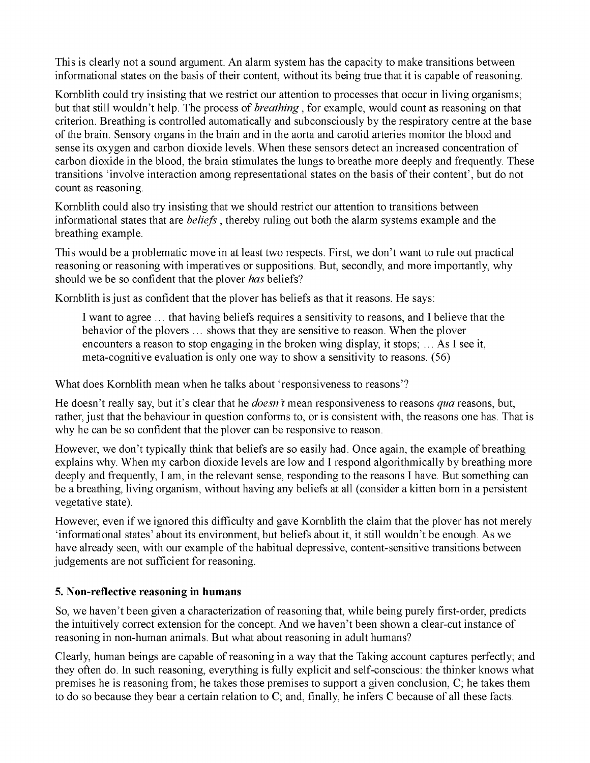This is clearly not a sound argument. An alarm system has the capacity to make transitions between informational states on the basis of their content, without its being true that it is capable of reasoning.

Kornblith could try insisting that we restrict our attention to processes that occur in living organisms; but that still wouldn't help. The process of *breathing* , for example, would count as reasoning on that criterion. Breathing is controlled automatically and subconsciously by the respiratory centre at the base of the brain. Sensory organs in the brain and in the aorta and carotid arteries monitor the blood and sense its oxygen and carbon dioxide levels. When these sensors detect an increased concentration of carbon dioxide in the blood, the brain stimulates the lungs to breathe more deeply and frequently. These transitions 'involve interaction among representational states on the basis of their content', but do not count as reasoning.

Kornblith could also try insisting that we should restrict our attention to transitions between informational states that are *beliefs* , thereby ruling out both the alarm systems example and the breathing example.

This would be a problematic move in at least two respects. First, we don't want to rule out practical reasoning or reasoning with imperatives or suppositions. But, secondly, and more importantly, why should we be so confident that the plover *has* beliefs?

Kornblith is just as confident that the plover has beliefs as that it reasons. He says:

> I want to agree … that having beliefs requires a sensitivity to reasons, and I believe that the behavior of the plovers … shows that they are sensitive to reason. When the plover encounters a reason to stop engaging in the broken wing display, it stops; … As I see it, meta-cognitive evaluation is only one way to show a sensitivity to reasons. (56)

What does Kornblith mean when he talks about 'responsiveness to reasons'?

He doesn't really say, but it's clear that he *doesn't* mean responsiveness to reasons *qua* reasons, but, rather, just that the behaviour in question conforms to, or is consistent with, the reasons one has. That is why he can be so confident that the plover can be responsive to reason.

However, we don't typically think that beliefs are so easily had. Once again, the example of breathing explains why. When my carbon dioxide levels are low and I respond algorithmically by breathing more deeply and frequently, I am, in the relevant sense, responding to the reasons I have. But something can be a breathing, living organism, without having any beliefs at all (consider a kitten born in a persistent vegetative state).

However, even if we ignored this difficulty and gave Kornblith the claim that the plover has not merely 'informational states' about its environment, but beliefs about it, it still wouldn't be enough. As we have already seen, with our example of the habitual depressive, content-sensitive transitions between judgements are not sufficient for reasoning.

## 5. Non-reflective reasoning in humans

So, we haven't been given a characterization of reasoning that, while being purely first-order, predicts the intuitively correct extension for the concept. And we haven't been shown a clear-cut instance of reasoning in non-human animals. But what about reasoning in adult humans?

Clearly, human beings are capable of reasoning in a way that the Taking account captures perfectly; and they often do. In such reasoning, everything is fully explicit and self-conscious: the thinker knows what premises he is reasoning from; he takes those premises to support a given conclusion, C; he takes them to do so because they bear a certain relation to C; and, finally, he infers C because of all these facts.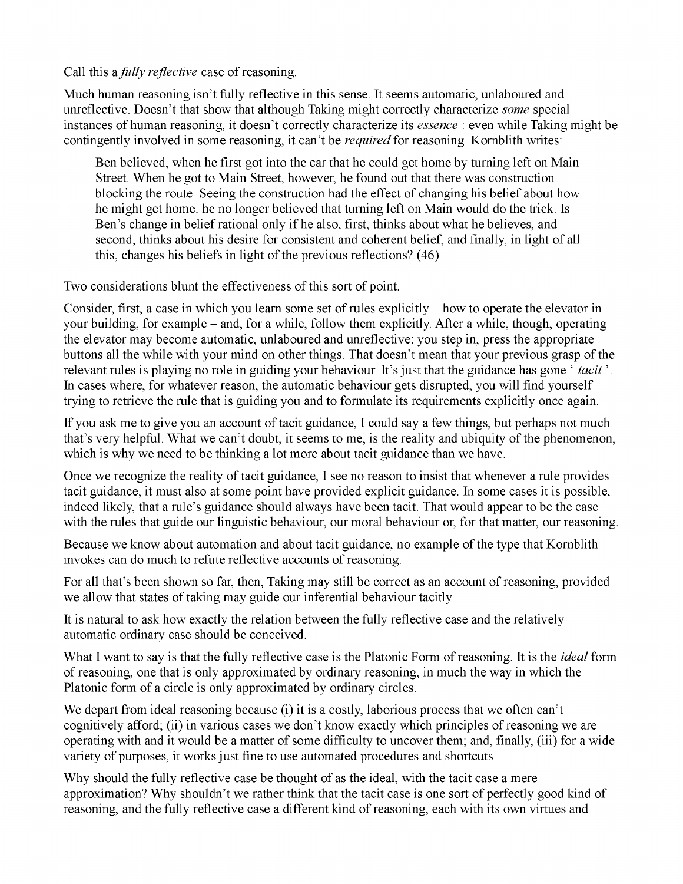Call this a *fully reflective* case of reasoning.

Much human reasoning isn't fully reflective in this sense. It seems automatic, unlaboured and unreflective. Doesn't that show that although Taking might correctly characterize *some* special instances of human reasoning, it doesn't correctly characterize its *essence* : even while Taking might be contingently involved in some reasoning, it can't be *required* for reasoning. Kornblith writes:

> Ben believed, when he first got into the car that he could get home by turning left on Main Street. When he got to Main Street, however, he found out that there was construction blocking the route. Seeing the construction had the effect of changing his belief about how he might get home: he no longer believed that turning left on Main would do the trick. Is Ben's change in belief rational only if he also, first, thinks about what he believes, and second, thinks about his desire for consistent and coherent belief, and finally, in light of all this, changes his beliefs in light of the previous reflections? (46)

Two considerations blunt the effectiveness of this sort of point.

Consider, first, a case in which you learn some set of rules explicitly – how to operate the elevator in your building, for example – and, for a while, follow them explicitly. After a while, though, operating the elevator may become automatic, unlaboured and unreflective: you step in, press the appropriate buttons all the while with your mind on other things. That doesn't mean that your previous grasp of the relevant rules is playing no role in guiding your behaviour. It's just that the guidance has gone ' *tacit* '. In cases where, for whatever reason, the automatic behaviour gets disrupted, you will find yourself trying to retrieve the rule that is guiding you and to formulate its requirements explicitly once again.

If you ask me to give you an account of tacit guidance, I could say a few things, but perhaps not much that's very helpful. What we can't doubt, it seems to me, is the reality and ubiquity of the phenomenon, which is why we need to be thinking a lot more about tacit guidance than we have.

Once we recognize the reality of tacit guidance, I see no reason to insist that whenever a rule provides tacit guidance, it must also at some point have provided explicit guidance. In some cases it is possible, indeed likely, that a rule's guidance should always have been tacit. That would appear to be the case with the rules that guide our linguistic behaviour, our moral behaviour or, for that matter, our reasoning.

Because we know about automation and about tacit guidance, no example of the type that Kornblith invokes can do much to refute reflective accounts of reasoning.

For all that's been shown so far, then, Taking may still be correct as an account of reasoning, provided we allow that states of taking may guide our inferential behaviour tacitly.

It is natural to ask how exactly the relation between the fully reflective case and the relatively automatic ordinary case should be conceived.

What I want to say is that the fully reflective case is the Platonic Form of reasoning. It is the *ideal* form of reasoning, one that is only approximated by ordinary reasoning, in much the way in which the Platonic form of a circle is only approximated by ordinary circles.

We depart from ideal reasoning because (i) it is a costly, laborious process that we often can't cognitively afford; (ii) in various cases we don't know exactly which principles of reasoning we are operating with and it would be a matter of some difficulty to uncover them; and, finally, (iii) for a wide variety of purposes, it works just fine to use automated procedures and shortcuts.

Why should the fully reflective case be thought of as the ideal, with the tacit case a mere approximation? Why shouldn't we rather think that the tacit case is one sort of perfectly good kind of reasoning, and the fully reflective case a different kind of reasoning, each with its own virtues and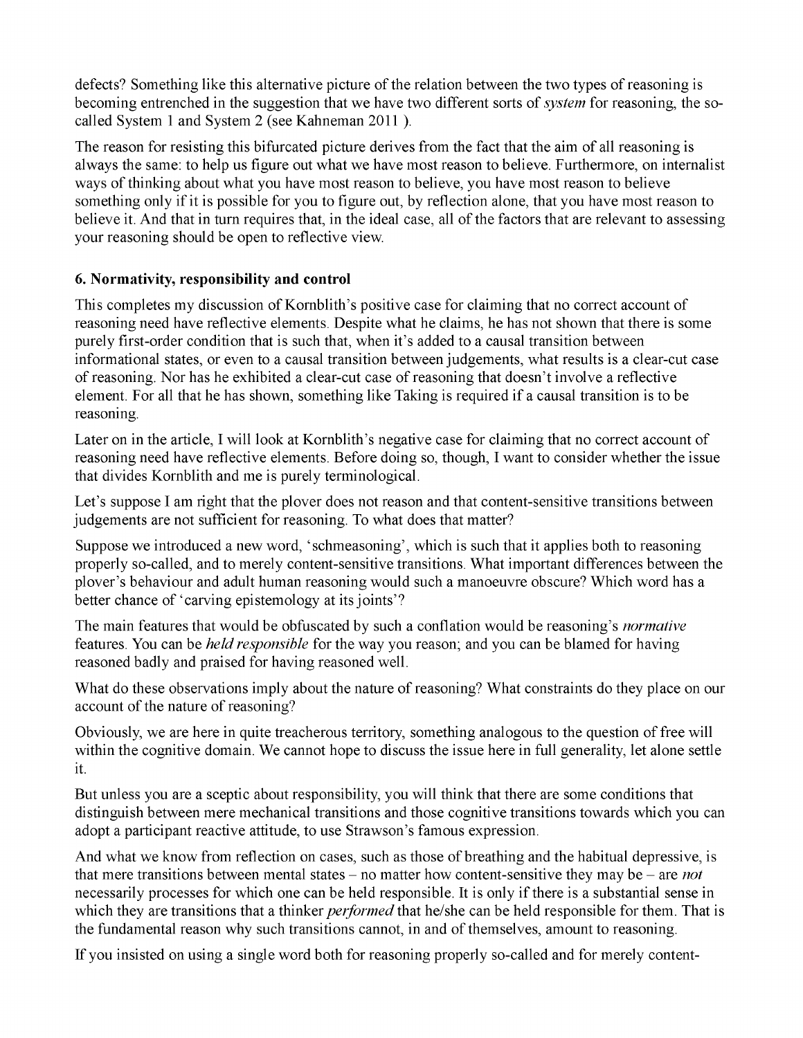defects? Something like this alternative picture of the relation between the two types of reasoning is becoming entrenched in the suggestion that we have two different sorts of *system* for reasoning, the so-called System 1 and System 2 (see Kahneman 2011 ).

The reason for resisting this bifurcated picture derives from the fact that the aim of all reasoning is always the same: to help us figure out what we have most reason to believe. Furthermore, on internalist ways of thinking about what you have most reason to believe, you have most reason to believe something only if it is possible for you to figure out, by reflection alone, that you have most reason to believe it. And that in turn requires that, in the ideal case, all of the factors that are relevant to assessing your reasoning should be open to reflective view.

## 6. Normativity, responsibility and control

This completes my discussion of Kornblith's positive case for claiming that no correct account of reasoning need have reflective elements. Despite what he claims, he has not shown that there is some purely first-order condition that is such that, when it's added to a causal transition between informational states, or even to a causal transition between judgements, what results is a clear-cut case of reasoning. Nor has he exhibited a clear-cut case of reasoning that doesn't involve a reflective element. For all that he has shown, something like Taking is required if a causal transition is to be reasoning.

Later on in the article, I will look at Kornblith's negative case for claiming that no correct account of reasoning need have reflective elements. Before doing so, though, I want to consider whether the issue that divides Kornblith and me is purely terminological.

Let's suppose I am right that the plover does not reason and that content-sensitive transitions between judgements are not sufficient for reasoning. To what does that matter?

Suppose we introduced a new word, 'schmeasoning', which is such that it applies both to reasoning properly so-called, and to merely content-sensitive transitions. What important differences between the plover's behaviour and adult human reasoning would such a manoeuvre obscure? Which word has a better chance of 'carving epistemology at its joints'?

The main features that would be obfuscated by such a conflation would be reasoning's *normative* features. You can be *held responsible* for the way you reason; and you can be blamed for having reasoned badly and praised for having reasoned well.

What do these observations imply about the nature of reasoning? What constraints do they place on our account of the nature of reasoning?

Obviously, we are here in quite treacherous territory, something analogous to the question of free will within the cognitive domain. We cannot hope to discuss the issue here in full generality, let alone settle it.

But unless you are a sceptic about responsibility, you will think that there are some conditions that distinguish between mere mechanical transitions and those cognitive transitions towards which you can adopt a participant reactive attitude, to use Strawson's famous expression.

And what we know from reflection on cases, such as those of breathing and the habitual depressive, is that mere transitions between mental states – no matter how content-sensitive they may be – are *not* necessarily processes for which one can be held responsible. It is only if there is a substantial sense in which they are transitions that a thinker *performed* that he/she can be held responsible for them. That is the fundamental reason why such transitions cannot, in and of themselves, amount to reasoning.

If you insisted on using a single word both for reasoning properly so-called and for merely content-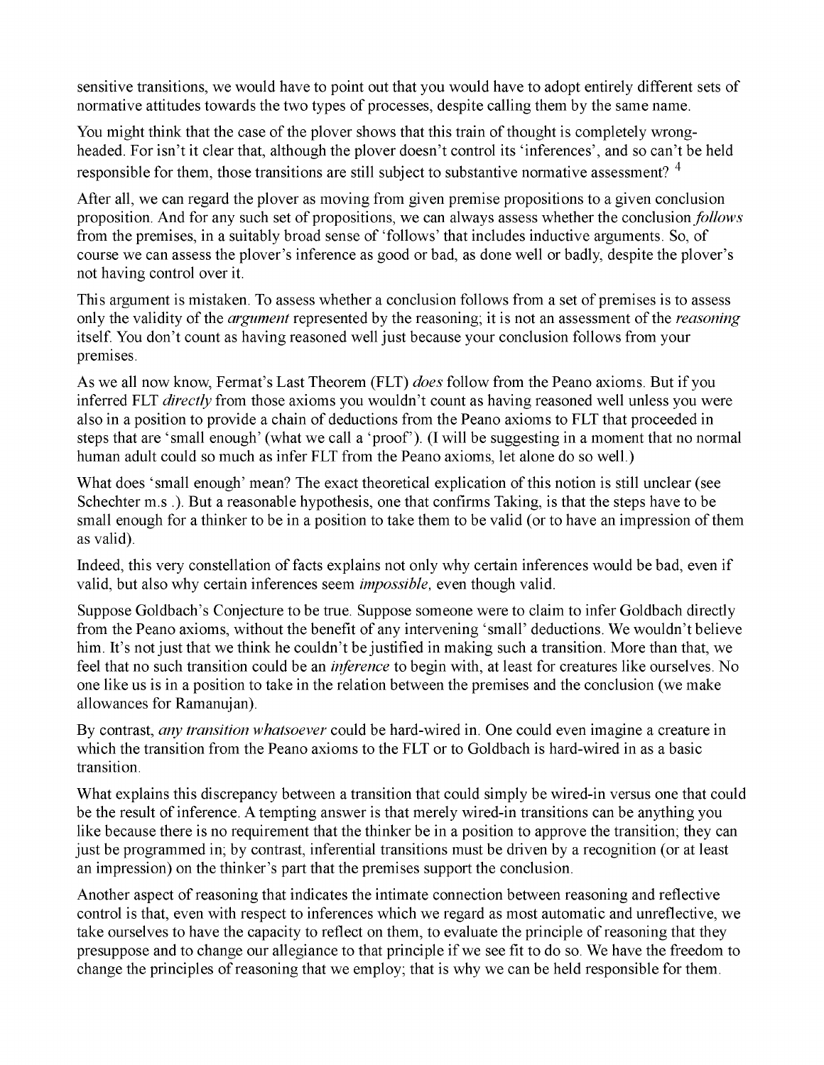sensitive transitions, we would have to point out that you would have to adopt entirely different sets of normative attitudes towards the two types of processes, despite calling them by the same name.

You might think that the case of the plover shows that this train of thought is completely wrong-headed. For isn't it clear that, although the plover doesn't control its 'inferences', and so can't be held responsible for them, those transitions are still subject to substantive normative assessment? [4]

After all, we can regard the plover as moving from given premise propositions to a given conclusion proposition. And for any such set of propositions, we can always assess whether the conclusion *follows* from the premises, in a suitably broad sense of 'follows' that includes inductive arguments. So, of course we can assess the plover's inference as good or bad, as done well or badly, despite the plover's not having control over it.

This argument is mistaken. To assess whether a conclusion follows from a set of premises is to assess only the validity of the *argument* represented by the reasoning; it is not an assessment of the *reasoning* itself. You don't count as having reasoned well just because your conclusion follows from your premises.

As we all now know, Fermat's Last Theorem (FLT) *does* follow from the Peano axioms. But if you inferred FLT *directly* from those axioms you wouldn't count as having reasoned well unless you were also in a position to provide a chain of deductions from the Peano axioms to FLT that proceeded in steps that are 'small enough' (what we call a 'proof'). (I will be suggesting in a moment that no normal human adult could so much as infer FLT from the Peano axioms, let alone do so well.)

What does 'small enough' mean? The exact theoretical explication of this notion is still unclear (see Schechter m.s .). But a reasonable hypothesis, one that confirms Taking, is that the steps have to be small enough for a thinker to be in a position to take them to be valid (or to have an impression of them as valid).

Indeed, this very constellation of facts explains not only why certain inferences would be bad, even if valid, but also why certain inferences seem *impossible,* even though valid.

Suppose Goldbach's Conjecture to be true. Suppose someone were to claim to infer Goldbach directly from the Peano axioms, without the benefit of any intervening 'small' deductions. We wouldn't believe him. It's not just that we think he couldn't be justified in making such a transition. More than that, we feel that no such transition could be an *inference* to begin with, at least for creatures like ourselves. No one like us is in a position to take in the relation between the premises and the conclusion (we make allowances for Ramanujan).

By contrast, *any transition whatsoever* could be hard-wired in. One could even imagine a creature in which the transition from the Peano axioms to the FLT or to Goldbach is hard-wired in as a basic transition.

What explains this discrepancy between a transition that could simply be wired-in versus one that could be the result of inference. A tempting answer is that merely wired-in transitions can be anything you like because there is no requirement that the thinker be in a position to approve the transition; they can just be programmed in; by contrast, inferential transitions must be driven by a recognition (or at least an impression) on the thinker's part that the premises support the conclusion.

Another aspect of reasoning that indicates the intimate connection between reasoning and reflective control is that, even with respect to inferences which we regard as most automatic and unreflective, we take ourselves to have the capacity to reflect on them, to evaluate the principle of reasoning that they presuppose and to change our allegiance to that principle if we see fit to do so. We have the freedom to change the principles of reasoning that we employ; that is why we can be held responsible for them.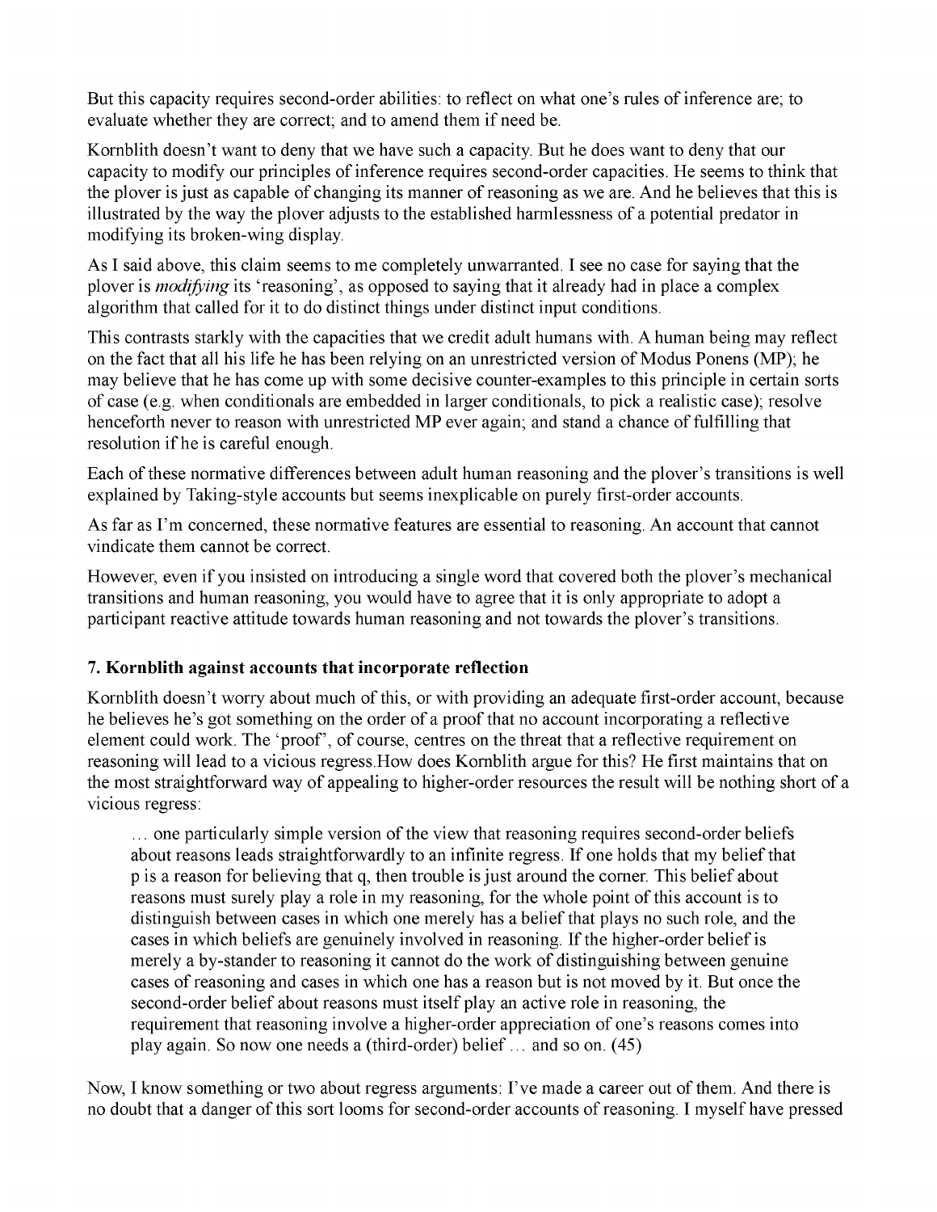But this capacity requires second-order abilities: to reflect on what one's rules of inference are; to evaluate whether they are correct; and to amend them if need be.

Kornblith doesn't want to deny that we have such a capacity. But he does want to deny that our capacity to modify our principles of inference requires second-order capacities. He seems to think that the plover is just as capable of changing its manner of reasoning as we are. And he believes that this is illustrated by the way the plover adjusts to the established harmlessness of a potential predator in modifying its broken-wing display.

As I said above, this claim seems to me completely unwarranted. I see no case for saying that the plover is *modifying* its 'reasoning', as opposed to saying that it already had in place a complex algorithm that called for it to do distinct things under distinct input conditions.

This contrasts starkly with the capacities that we credit adult humans with. A human being may reflect on the fact that all his life he has been relying on an unrestricted version of Modus Ponens (MP); he may believe that he has come up with some decisive counter-examples to this principle in certain sorts of case (e.g. when conditionals are embedded in larger conditionals, to pick a realistic case); resolve henceforth never to reason with unrestricted MP ever again; and stand a chance of fulfilling that resolution if he is careful enough.

Each of these normative differences between adult human reasoning and the plover's transitions is well explained by Taking-style accounts but seems inexplicable on purely first-order accounts.

As far as I'm concerned, these normative features are essential to reasoning. An account that cannot vindicate them cannot be correct.

However, even if you insisted on introducing a single word that covered both the plover's mechanical transitions and human reasoning, you would have to agree that it is only appropriate to adopt a participant reactive attitude towards human reasoning and not towards the plover's transitions.

### 7. Kornblith against accounts that incorporate reflection

Kornblith doesn't worry about much of this, or with providing an adequate first-order account, because he believes he's got something on the order of a proof that no account incorporating a reflective element could work. The 'proof', of course, centres on the threat that a reflective requirement on reasoning will lead to a vicious regress.How does Kornblith argue for this? He first maintains that on the most straightforward way of appealing to higher-order resources the result will be nothing short of a vicious regress:

> … one particularly simple version of the view that reasoning requires second-order beliefs about reasons leads straightforwardly to an infinite regress. If one holds that my belief that p is a reason for believing that q, then trouble is just around the corner. This belief about reasons must surely play a role in my reasoning, for the whole point of this account is to distinguish between cases in which one merely has a belief that plays no such role, and the cases in which beliefs are genuinely involved in reasoning. If the higher-order belief is merely a by-stander to reasoning it cannot do the work of distinguishing between genuine cases of reasoning and cases in which one has a reason but is not moved by it. But once the second-order belief about reasons must itself play an active role in reasoning, the requirement that reasoning involve a higher-order appreciation of one's reasons comes into play again. So now one needs a (third-order) belief … and so on. (45)

Now, I know something or two about regress arguments: I've made a career out of them. And there is no doubt that a danger of this sort looms for second-order accounts of reasoning. I myself have pressed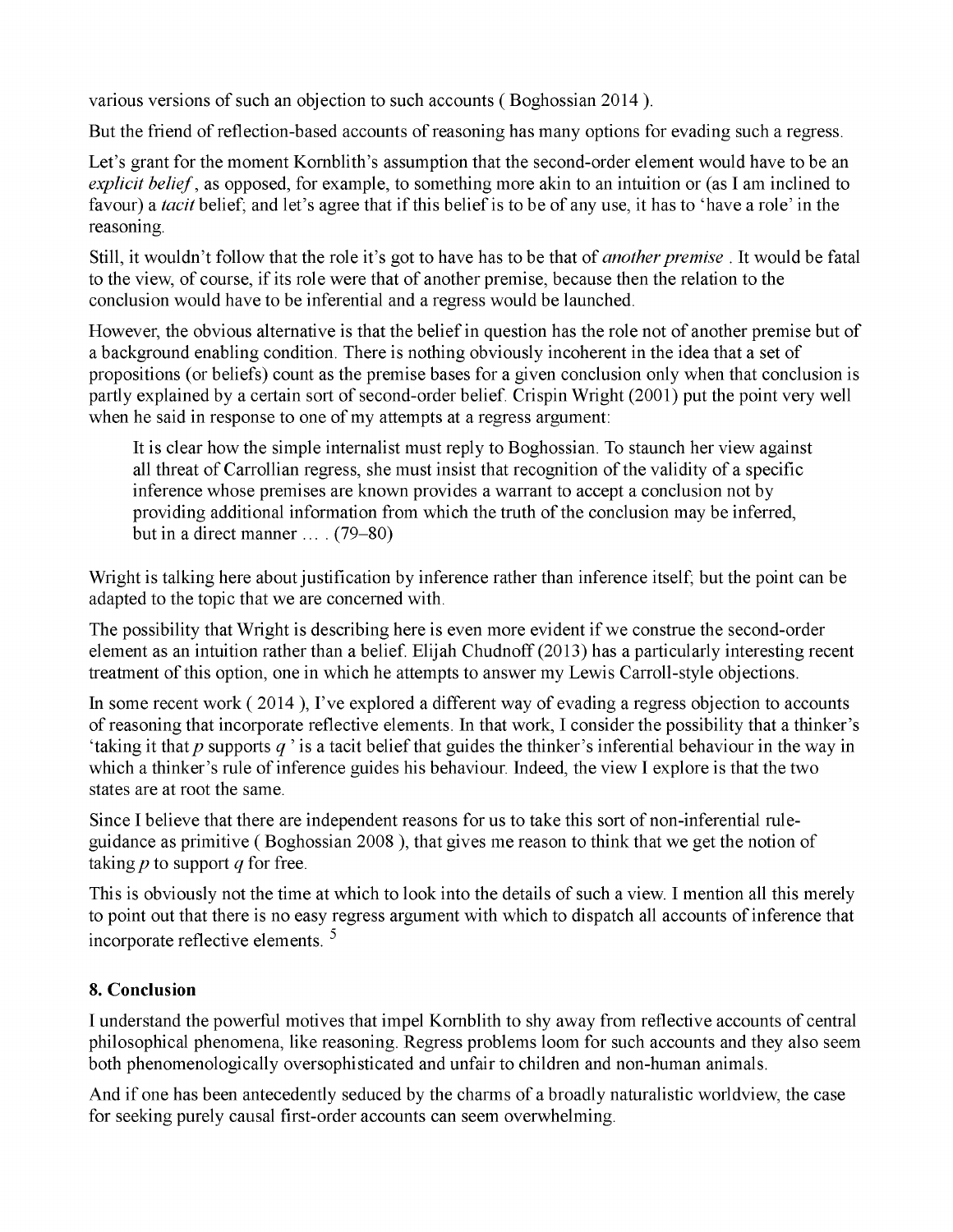various versions of such an objection to such accounts ( Boghossian 2014 ).

But the friend of reflection-based accounts of reasoning has many options for evading such a regress.

Let's grant for the moment Kornblith's assumption that the second-order element would have to be an *explicit belief* , as opposed, for example, to something more akin to an intuition or (as I am inclined to favour) a *tacit* belief; and let's agree that if this belief is to be of any use, it has to 'have a role' in the reasoning.

Still, it wouldn't follow that the role it's got to have has to be that of *another premise* . It would be fatal to the view, of course, if its role were that of another premise, because then the relation to the conclusion would have to be inferential and a regress would be launched.

However, the obvious alternative is that the belief in question has the role not of another premise but of a background enabling condition. There is nothing obviously incoherent in the idea that a set of propositions (or beliefs) count as the premise bases for a given conclusion only when that conclusion is partly explained by a certain sort of second-order belief. Crispin Wright (2001) put the point very well when he said in response to one of my attempts at a regress argument:

> It is clear how the simple internalist must reply to Boghossian. To staunch her view against all threat of Carrollian regress, she must insist that recognition of the validity of a specific inference whose premises are known provides a warrant to accept a conclusion not by providing additional information from which the truth of the conclusion may be inferred, but in a direct manner … . (79–80)

Wright is talking here about justification by inference rather than inference itself; but the point can be adapted to the topic that we are concerned with.

The possibility that Wright is describing here is even more evident if we construe the second-order element as an intuition rather than a belief. Elijah Chudnoff (2013) has a particularly interesting recent treatment of this option, one in which he attempts to answer my Lewis Carroll-style objections.

In some recent work ( 2014 ), I've explored a different way of evading a regress objection to accounts of reasoning that incorporate reflective elements. In that work, I consider the possibility that a thinker's 'taking it that *p* supports *q* ' is a tacit belief that guides the thinker's inferential behaviour in the way in which a thinker's rule of inference guides his behaviour. Indeed, the view I explore is that the two states are at root the same.

Since I believe that there are independent reasons for us to take this sort of non-inferential rule-guidance as primitive ( Boghossian 2008 ), that gives me reason to think that we get the notion of taking *p* to support *q* for free.

This is obviously not the time at which to look into the details of such a view. I mention all this merely to point out that there is no easy regress argument with which to dispatch all accounts of inference that incorporate reflective elements. [5]

## 8. Conclusion

I understand the powerful motives that impel Kornblith to shy away from reflective accounts of central philosophical phenomena, like reasoning. Regress problems loom for such accounts and they also seem both phenomenologically oversophisticated and unfair to children and non-human animals.

And if one has been antecedently seduced by the charms of a broadly naturalistic worldview, the case for seeking purely causal first-order accounts can seem overwhelming.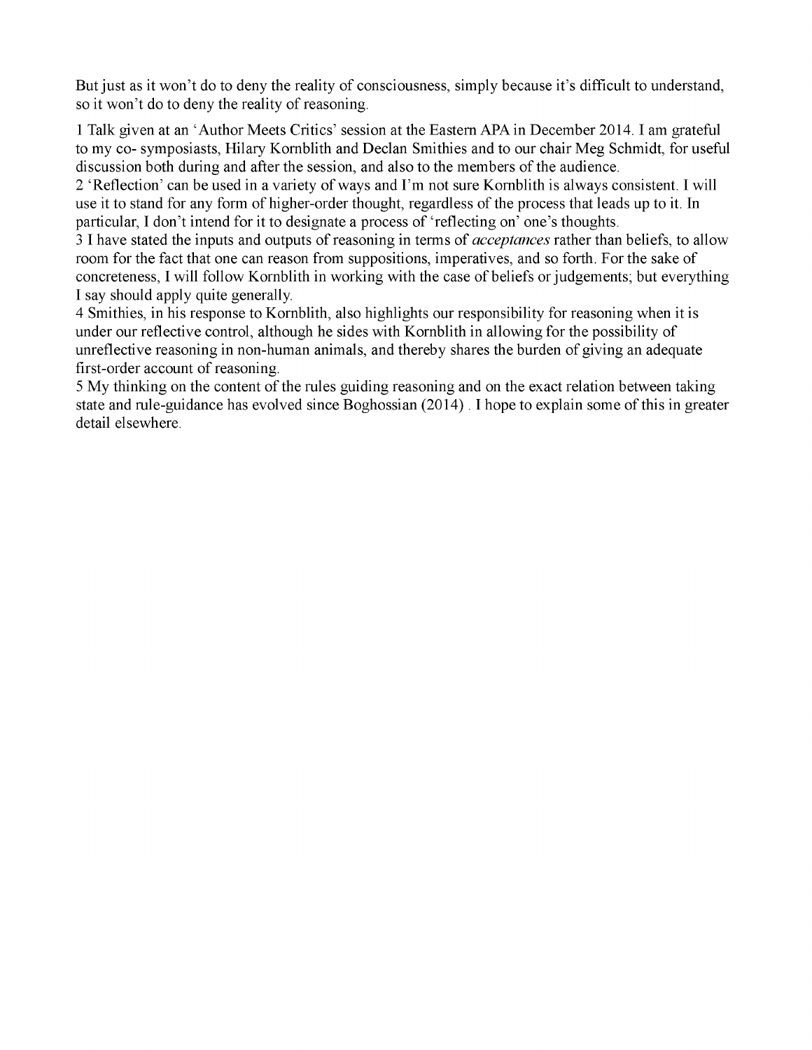But just as it won't do to deny the reality of consciousness, simply because it's difficult to understand, so it won't do to deny the reality of reasoning.

1 Talk given at an 'Author Meets Critics' session at the Eastern APA in December 2014. I am grateful to my co- symposiasts, Hilary Kornblith and Declan Smithies and to our chair Meg Schmidt, for useful discussion both during and after the session, and also to the members of the audience.

2 'Reflection' can be used in a variety of ways and I'm not sure Kornblith is always consistent. I will use it to stand for any form of higher-order thought, regardless of the process that leads up to it. In particular, I don't intend for it to designate a process of 'reflecting on' one's thoughts.

3 I have stated the inputs and outputs of reasoning in terms of *acceptances* rather than beliefs, to allow room for the fact that one can reason from suppositions, imperatives, and so forth. For the sake of concreteness, I will follow Kornblith in working with the case of beliefs or judgements; but everything I say should apply quite generally.

4 Smithies, in his response to Kornblith, also highlights our responsibility for reasoning when it is under our reflective control, although he sides with Kornblith in allowing for the possibility of unreflective reasoning in non-human animals, and thereby shares the burden of giving an adequate first-order account of reasoning.

5 My thinking on the content of the rules guiding reasoning and on the exact relation between taking state and rule-guidance has evolved since Boghossian (2014) . I hope to explain some of this in greater detail elsewhere.